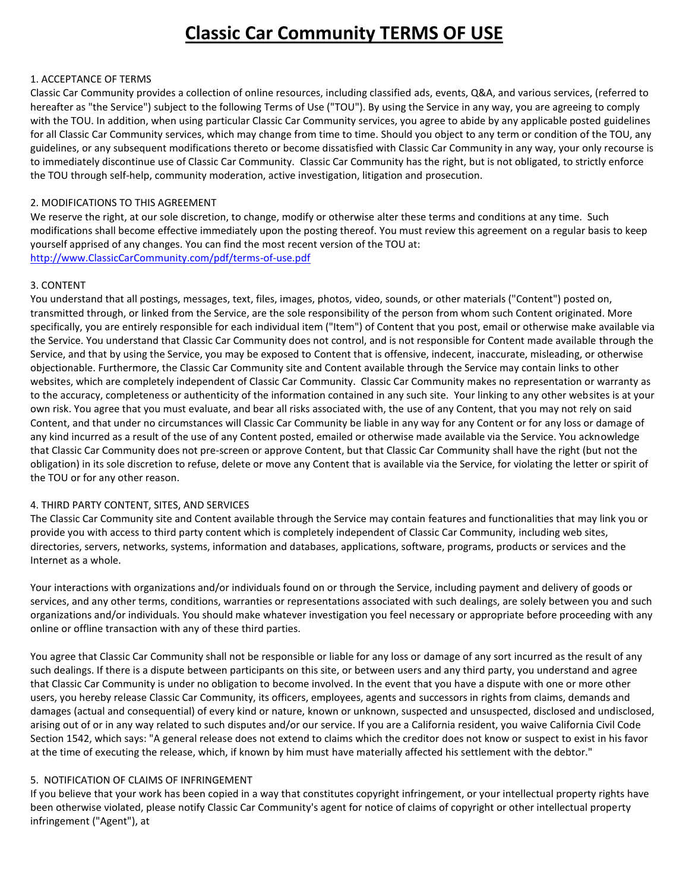# Classic Car Community TERMS OF USE

1. ACCEPTANCE OF TERMS

Classic Car Community provides a collection of online resources, including classified ads, events, Q&A, and various services, (referred to hereafter as "the Service") subject to the following Terms of Use ("TOU"). By using the Service in any way, you are agreeing to comply with the TOU. In addition, when using particular Classic Car Community services, you agree to abide by any applicable posted guidelines for all Classic Car Community services, which may change from time to time. Should you object to any term or condition of the TOU, any guidelines, or any subsequent modifications thereto or become dissatisfied with Classic Car Community in any way, your only recourse is to immediately discontinue use of Classic Car Community. Classic Car Community has the right, but is not obligated, to strictly enforce the TOU through self-help, community moderation, active investigation, litigation and prosecution.

2. MODIFICATIONS TO THIS AGREEMENT

We reserve the right, at our sole discretion, to change, modify or otherwise alter these terms and conditions at any time. Such modifications shall become effective immediately upon the posting thereof. You must review this agreement on a regular basis to keep yourself apprised of any changes. You can find the most recent version of the TOU at:
http://www.ClassicCarCommunity.com/pdf/terms-of-use.pdf

3. CONTENT

You understand that all postings, messages, text, files, images, photos, video, sounds, or other materials ("Content") posted on, transmitted through, or linked from the Service, are the sole responsibility of the person from whom such Content originated. More specifically, you are entirely responsible for each individual item ("Item") of Content that you post, email or otherwise make available via the Service. You understand that Classic Car Community does not control, and is not responsible for Content made available through the Service, and that by using the Service, you may be exposed to Content that is offensive, indecent, inaccurate, misleading, or otherwise objectionable. Furthermore, the Classic Car Community site and Content available through the Service may contain links to other websites, which are completely independent of Classic Car Community. Classic Car Community makes no representation or warranty as to the accuracy, completeness or authenticity of the information contained in any such site. Your linking to any other websites is at your own risk. You agree that you must evaluate, and bear all risks associated with, the use of any Content, that you may not rely on said Content, and that under no circumstances will Classic Car Community be liable in any way for any Content or for any loss or damage of any kind incurred as a result of the use of any Content posted, emailed or otherwise made available via the Service. You acknowledge that Classic Car Community does not pre-screen or approve Content, but that Classic Car Community shall have the right (but not the obligation) in its sole discretion to refuse, delete or move any Content that is available via the Service, for violating the letter or spirit of the TOU or for any other reason.

4. THIRD PARTY CONTENT, SITES, AND SERVICES

The Classic Car Community site and Content available through the Service may contain features and functionalities that may link you or provide you with access to third party content which is completely independent of Classic Car Community, including web sites, directories, servers, networks, systems, information and databases, applications, software, programs, products or services and the Internet as a whole.

Your interactions with organizations and/or individuals found on or through the Service, including payment and delivery of goods or services, and any other terms, conditions, warranties or representations associated with such dealings, are solely between you and such organizations and/or individuals. You should make whatever investigation you feel necessary or appropriate before proceeding with any online or offline transaction with any of these third parties.

You agree that Classic Car Community shall not be responsible or liable for any loss or damage of any sort incurred as the result of any such dealings. If there is a dispute between participants on this site, or between users and any third party, you understand and agree that Classic Car Community is under no obligation to become involved. In the event that you have a dispute with one or more other users, you hereby release Classic Car Community, its officers, employees, agents and successors in rights from claims, demands and damages (actual and consequential) of every kind or nature, known or unknown, suspected and unsuspected, disclosed and undisclosed, arising out of or in any way related to such disputes and/or our service. If you are a California resident, you waive California Civil Code Section 1542, which says: "A general release does not extend to claims which the creditor does not know or suspect to exist in his favor at the time of executing the release, which, if known by him must have materially affected his settlement with the debtor."

5. NOTIFICATION OF CLAIMS OF INFRINGEMENT

If you believe that your work has been copied in a way that constitutes copyright infringement, or your intellectual property rights have been otherwise violated, please notify Classic Car Community's agent for notice of claims of copyright or other intellectual property infringement ("Agent"), at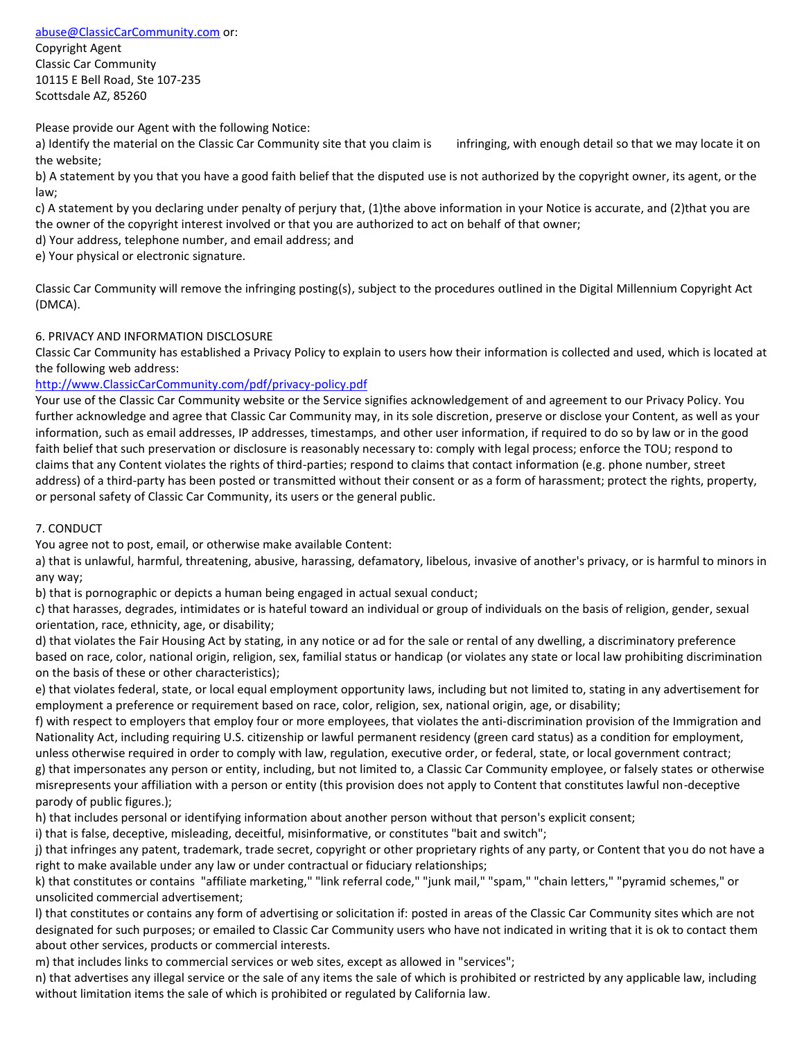abuse@ClassicCarCommunity.com or:
Copyright Agent
Classic Car Community
10115 E Bell Road, Ste 107-235
Scottsdale AZ, 85260

Please provide our Agent with the following Notice:
a) Identify the material on the Classic Car Community site that you claim is infringing, with enough detail so that we may locate it on the website;
b) A statement by you that you have a good faith belief that the disputed use is not authorized by the copyright owner, its agent, or the law;
c) A statement by you declaring under penalty of perjury that, (1)the above information in your Notice is accurate, and (2)that you are the owner of the copyright interest involved or that you are authorized to act on behalf of that owner;
d) Your address, telephone number, and email address; and
e) Your physical or electronic signature.

Classic Car Community will remove the infringing posting(s), subject to the procedures outlined in the Digital Millennium Copyright Act (DMCA).

6. PRIVACY AND INFORMATION DISCLOSURE
Classic Car Community has established a Privacy Policy to explain to users how their information is collected and used, which is located at the following web address:
http://www.ClassicCarCommunity.com/pdf/privacy-policy.pdf
Your use of the Classic Car Community website or the Service signifies acknowledgement of and agreement to our Privacy Policy. You further acknowledge and agree that Classic Car Community may, in its sole discretion, preserve or disclose your Content, as well as your information, such as email addresses, IP addresses, timestamps, and other user information, if required to do so by law or in the good faith belief that such preservation or disclosure is reasonably necessary to: comply with legal process; enforce the TOU; respond to claims that any Content violates the rights of third-parties; respond to claims that contact information (e.g. phone number, street address) of a third-party has been posted or transmitted without their consent or as a form of harassment; protect the rights, property, or personal safety of Classic Car Community, its users or the general public.

7. CONDUCT
You agree not to post, email, or otherwise make available Content:
a) that is unlawful, harmful, threatening, abusive, harassing, defamatory, libelous, invasive of another's privacy, or is harmful to minors in any way;
b) that is pornographic or depicts a human being engaged in actual sexual conduct;
c) that harasses, degrades, intimidates or is hateful toward an individual or group of individuals on the basis of religion, gender, sexual orientation, race, ethnicity, age, or disability;
d) that violates the Fair Housing Act by stating, in any notice or ad for the sale or rental of any dwelling, a discriminatory preference based on race, color, national origin, religion, sex, familial status or handicap (or violates any state or local law prohibiting discrimination on the basis of these or other characteristics);
e) that violates federal, state, or local equal employment opportunity laws, including but not limited to, stating in any advertisement for employment a preference or requirement based on race, color, religion, sex, national origin, age, or disability;
f) with respect to employers that employ four or more employees, that violates the anti-discrimination provision of the Immigration and Nationality Act, including requiring U.S. citizenship or lawful permanent residency (green card status) as a condition for employment, unless otherwise required in order to comply with law, regulation, executive order, or federal, state, or local government contract;
g) that impersonates any person or entity, including, but not limited to, a Classic Car Community employee, or falsely states or otherwise misrepresents your affiliation with a person or entity (this provision does not apply to Content that constitutes lawful non-deceptive parody of public figures.);
h) that includes personal or identifying information about another person without that person's explicit consent;
i) that is false, deceptive, misleading, deceitful, misinformative, or constitutes "bait and switch";
j) that infringes any patent, trademark, trade secret, copyright or other proprietary rights of any party, or Content that you do not have a right to make available under any law or under contractual or fiduciary relationships;
k) that constitutes or contains "affiliate marketing," "link referral code," "junk mail," "spam," "chain letters," "pyramid schemes," or unsolicited commercial advertisement;
l) that constitutes or contains any form of advertising or solicitation if: posted in areas of the Classic Car Community sites which are not designated for such purposes; or emailed to Classic Car Community users who have not indicated in writing that it is ok to contact them about other services, products or commercial interests.
m) that includes links to commercial services or web sites, except as allowed in "services";
n) that advertises any illegal service or the sale of any items the sale of which is prohibited or restricted by any applicable law, including without limitation items the sale of which is prohibited or regulated by California law.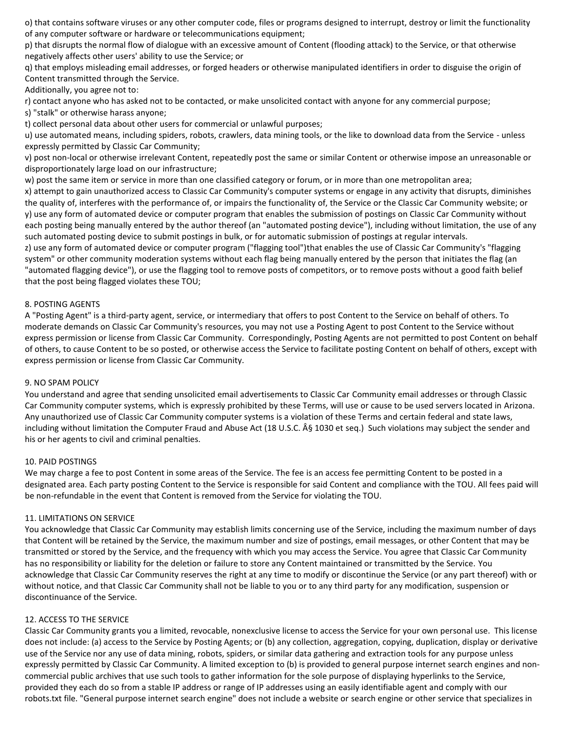o) that contains software viruses or any other computer code, files or programs designed to interrupt, destroy or limit the functionality of any computer software or hardware or telecommunications equipment;

p) that disrupts the normal flow of dialogue with an excessive amount of Content (flooding attack) to the Service, or that otherwise negatively affects other users' ability to use the Service; or

q) that employs misleading email addresses, or forged headers or otherwise manipulated identifiers in order to disguise the origin of Content transmitted through the Service.

Additionally, you agree not to:

r) contact anyone who has asked not to be contacted, or make unsolicited contact with anyone for any commercial purpose;

s) "stalk" or otherwise harass anyone;

t) collect personal data about other users for commercial or unlawful purposes;

u) use automated means, including spiders, robots, crawlers, data mining tools, or the like to download data from the Service - unless expressly permitted by Classic Car Community;

v) post non-local or otherwise irrelevant Content, repeatedly post the same or similar Content or otherwise impose an unreasonable or disproportionately large load on our infrastructure;

w) post the same item or service in more than one classified category or forum, or in more than one metropolitan area;

x) attempt to gain unauthorized access to Classic Car Community's computer systems or engage in any activity that disrupts, diminishes the quality of, interferes with the performance of, or impairs the functionality of, the Service or the Classic Car Community website; or

y) use any form of automated device or computer program that enables the submission of postings on Classic Car Community without each posting being manually entered by the author thereof (an "automated posting device"), including without limitation, the use of any such automated posting device to submit postings in bulk, or for automatic submission of postings at regular intervals.

z) use any form of automated device or computer program ("flagging tool")that enables the use of Classic Car Community's "flagging system" or other community moderation systems without each flag being manually entered by the person that initiates the flag (an "automated flagging device"), or use the flagging tool to remove posts of competitors, or to remove posts without a good faith belief that the post being flagged violates these TOU;

8. POSTING AGENTS

A "Posting Agent" is a third-party agent, service, or intermediary that offers to post Content to the Service on behalf of others. To moderate demands on Classic Car Community's resources, you may not use a Posting Agent to post Content to the Service without express permission or license from Classic Car Community. Correspondingly, Posting Agents are not permitted to post Content on behalf of others, to cause Content to be so posted, or otherwise access the Service to facilitate posting Content on behalf of others, except with express permission or license from Classic Car Community.

9. NO SPAM POLICY

You understand and agree that sending unsolicited email advertisements to Classic Car Community email addresses or through Classic Car Community computer systems, which is expressly prohibited by these Terms, will use or cause to be used servers located in Arizona. Any unauthorized use of Classic Car Community computer systems is a violation of these Terms and certain federal and state laws, including without limitation the Computer Fraud and Abuse Act (18 U.S.C. Â§ 1030 et seq.) Such violations may subject the sender and his or her agents to civil and criminal penalties.

10. PAID POSTINGS

We may charge a fee to post Content in some areas of the Service. The fee is an access fee permitting Content to be posted in a designated area. Each party posting Content to the Service is responsible for said Content and compliance with the TOU. All fees paid will be non-refundable in the event that Content is removed from the Service for violating the TOU.

11. LIMITATIONS ON SERVICE

You acknowledge that Classic Car Community may establish limits concerning use of the Service, including the maximum number of days that Content will be retained by the Service, the maximum number and size of postings, email messages, or other Content that may be transmitted or stored by the Service, and the frequency with which you may access the Service. You agree that Classic Car Community has no responsibility or liability for the deletion or failure to store any Content maintained or transmitted by the Service. You acknowledge that Classic Car Community reserves the right at any time to modify or discontinue the Service (or any part thereof) with or without notice, and that Classic Car Community shall not be liable to you or to any third party for any modification, suspension or discontinuance of the Service.

12. ACCESS TO THE SERVICE

Classic Car Community grants you a limited, revocable, nonexclusive license to access the Service for your own personal use. This license does not include: (a) access to the Service by Posting Agents; or (b) any collection, aggregation, copying, duplication, display or derivative use of the Service nor any use of data mining, robots, spiders, or similar data gathering and extraction tools for any purpose unless expressly permitted by Classic Car Community. A limited exception to (b) is provided to general purpose internet search engines and non-commercial public archives that use such tools to gather information for the sole purpose of displaying hyperlinks to the Service, provided they each do so from a stable IP address or range of IP addresses using an easily identifiable agent and comply with our robots.txt file. "General purpose internet search engine" does not include a website or search engine or other service that specializes in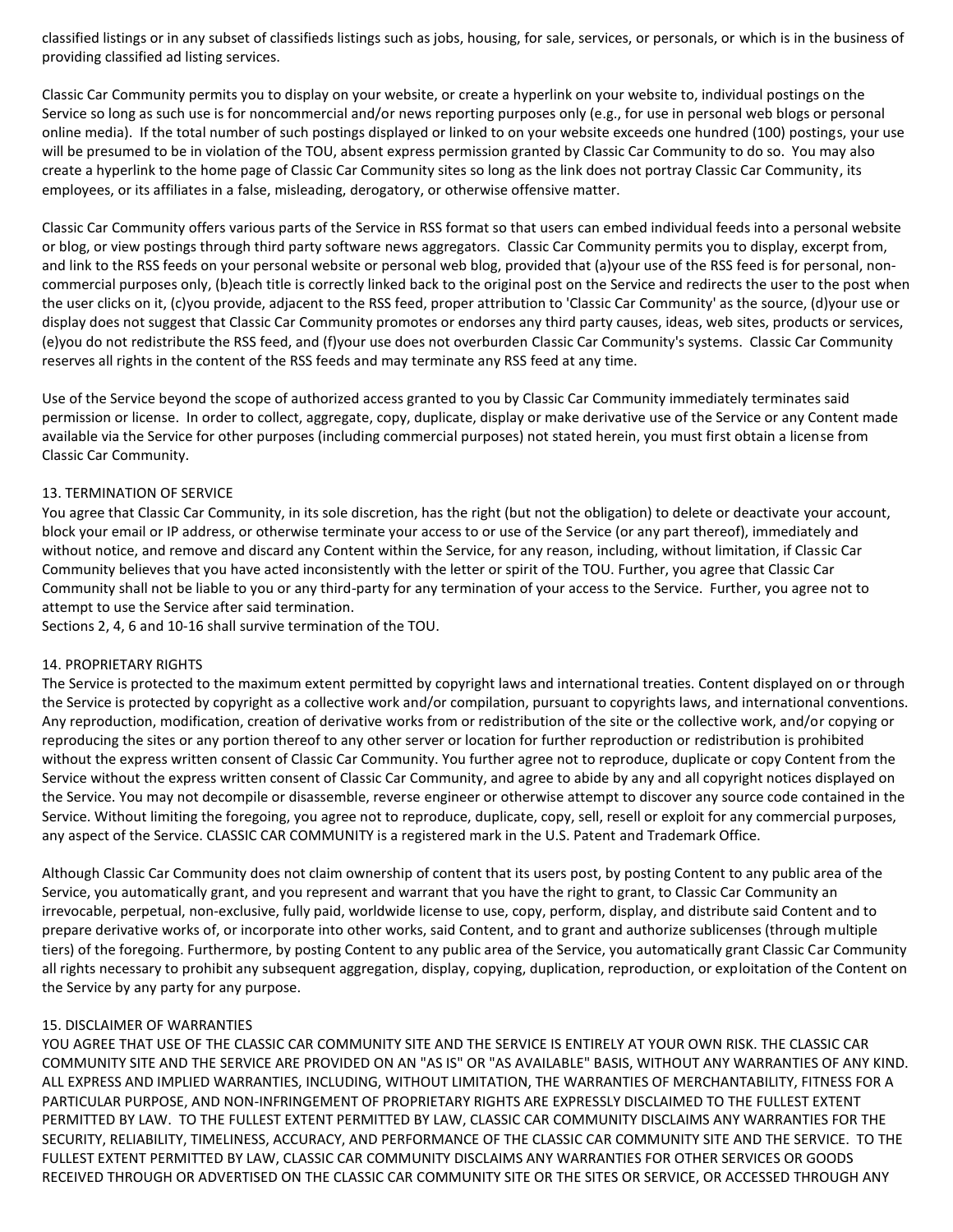classified listings or in any subset of classifieds listings such as jobs, housing, for sale, services, or personals, or which is in the business of providing classified ad listing services.

Classic Car Community permits you to display on your website, or create a hyperlink on your website to, individual postings on the Service so long as such use is for noncommercial and/or news reporting purposes only (e.g., for use in personal web blogs or personal online media). If the total number of such postings displayed or linked to on your website exceeds one hundred (100) postings, your use will be presumed to be in violation of the TOU, absent express permission granted by Classic Car Community to do so. You may also create a hyperlink to the home page of Classic Car Community sites so long as the link does not portray Classic Car Community, its employees, or its affiliates in a false, misleading, derogatory, or otherwise offensive matter.

Classic Car Community offers various parts of the Service in RSS format so that users can embed individual feeds into a personal website or blog, or view postings through third party software news aggregators. Classic Car Community permits you to display, excerpt from, and link to the RSS feeds on your personal website or personal web blog, provided that (a)your use of the RSS feed is for personal, non-commercial purposes only, (b)each title is correctly linked back to the original post on the Service and redirects the user to the post when the user clicks on it, (c)you provide, adjacent to the RSS feed, proper attribution to 'Classic Car Community' as the source, (d)your use or display does not suggest that Classic Car Community promotes or endorses any third party causes, ideas, web sites, products or services, (e)you do not redistribute the RSS feed, and (f)your use does not overburden Classic Car Community's systems. Classic Car Community reserves all rights in the content of the RSS feeds and may terminate any RSS feed at any time.

Use of the Service beyond the scope of authorized access granted to you by Classic Car Community immediately terminates said permission or license. In order to collect, aggregate, copy, duplicate, display or make derivative use of the Service or any Content made available via the Service for other purposes (including commercial purposes) not stated herein, you must first obtain a license from Classic Car Community.

13. TERMINATION OF SERVICE

You agree that Classic Car Community, in its sole discretion, has the right (but not the obligation) to delete or deactivate your account, block your email or IP address, or otherwise terminate your access to or use of the Service (or any part thereof), immediately and without notice, and remove and discard any Content within the Service, for any reason, including, without limitation, if Classic Car Community believes that you have acted inconsistently with the letter or spirit of the TOU. Further, you agree that Classic Car Community shall not be liable to you or any third-party for any termination of your access to the Service. Further, you agree not to attempt to use the Service after said termination.
Sections 2, 4, 6 and 10-16 shall survive termination of the TOU.

14. PROPRIETARY RIGHTS

The Service is protected to the maximum extent permitted by copyright laws and international treaties. Content displayed on or through the Service is protected by copyright as a collective work and/or compilation, pursuant to copyrights laws, and international conventions. Any reproduction, modification, creation of derivative works from or redistribution of the site or the collective work, and/or copying or reproducing the sites or any portion thereof to any other server or location for further reproduction or redistribution is prohibited without the express written consent of Classic Car Community. You further agree not to reproduce, duplicate or copy Content from the Service without the express written consent of Classic Car Community, and agree to abide by any and all copyright notices displayed on the Service. You may not decompile or disassemble, reverse engineer or otherwise attempt to discover any source code contained in the Service. Without limiting the foregoing, you agree not to reproduce, duplicate, copy, sell, resell or exploit for any commercial purposes, any aspect of the Service. CLASSIC CAR COMMUNITY is a registered mark in the U.S. Patent and Trademark Office.

Although Classic Car Community does not claim ownership of content that its users post, by posting Content to any public area of the Service, you automatically grant, and you represent and warrant that you have the right to grant, to Classic Car Community an irrevocable, perpetual, non-exclusive, fully paid, worldwide license to use, copy, perform, display, and distribute said Content and to prepare derivative works of, or incorporate into other works, said Content, and to grant and authorize sublicenses (through multiple tiers) of the foregoing. Furthermore, by posting Content to any public area of the Service, you automatically grant Classic Car Community all rights necessary to prohibit any subsequent aggregation, display, copying, duplication, reproduction, or exploitation of the Content on the Service by any party for any purpose.

15. DISCLAIMER OF WARRANTIES

YOU AGREE THAT USE OF THE CLASSIC CAR COMMUNITY SITE AND THE SERVICE IS ENTIRELY AT YOUR OWN RISK. THE CLASSIC CAR COMMUNITY SITE AND THE SERVICE ARE PROVIDED ON AN "AS IS" OR "AS AVAILABLE" BASIS, WITHOUT ANY WARRANTIES OF ANY KIND. ALL EXPRESS AND IMPLIED WARRANTIES, INCLUDING, WITHOUT LIMITATION, THE WARRANTIES OF MERCHANTABILITY, FITNESS FOR A PARTICULAR PURPOSE, AND NON-INFRINGEMENT OF PROPRIETARY RIGHTS ARE EXPRESSLY DISCLAIMED TO THE FULLEST EXTENT PERMITTED BY LAW. TO THE FULLEST EXTENT PERMITTED BY LAW, CLASSIC CAR COMMUNITY DISCLAIMS ANY WARRANTIES FOR THE SECURITY, RELIABILITY, TIMELINESS, ACCURACY, AND PERFORMANCE OF THE CLASSIC CAR COMMUNITY SITE AND THE SERVICE. TO THE FULLEST EXTENT PERMITTED BY LAW, CLASSIC CAR COMMUNITY DISCLAIMS ANY WARRANTIES FOR OTHER SERVICES OR GOODS RECEIVED THROUGH OR ADVERTISED ON THE CLASSIC CAR COMMUNITY SITE OR THE SITES OR SERVICE, OR ACCESSED THROUGH ANY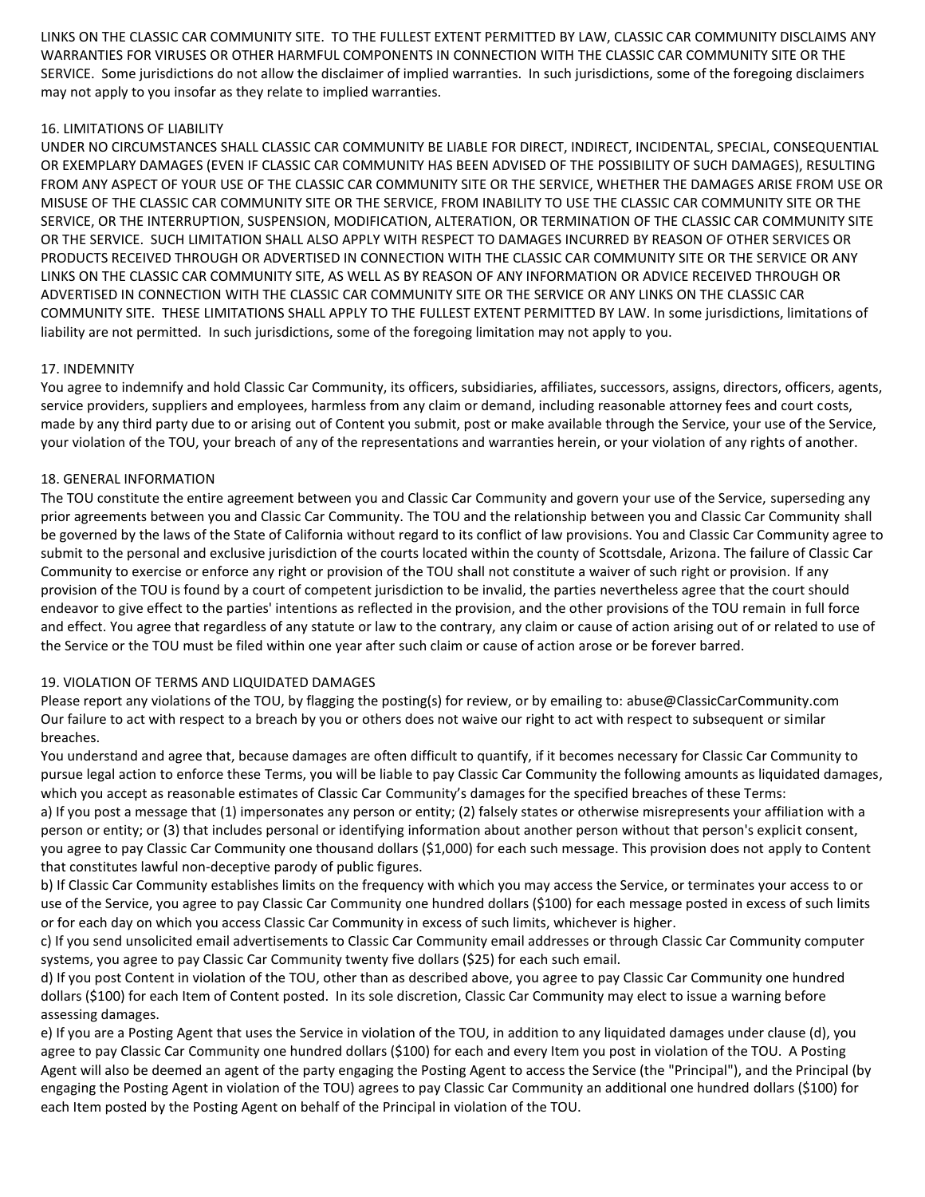LINKS ON THE CLASSIC CAR COMMUNITY SITE. TO THE FULLEST EXTENT PERMITTED BY LAW, CLASSIC CAR COMMUNITY DISCLAIMS ANY WARRANTIES FOR VIRUSES OR OTHER HARMFUL COMPONENTS IN CONNECTION WITH THE CLASSIC CAR COMMUNITY SITE OR THE SERVICE. Some jurisdictions do not allow the disclaimer of implied warranties. In such jurisdictions, some of the foregoing disclaimers may not apply to you insofar as they relate to implied warranties.

## 16. LIMITATIONS OF LIABILITY

UNDER NO CIRCUMSTANCES SHALL CLASSIC CAR COMMUNITY BE LIABLE FOR DIRECT, INDIRECT, INCIDENTAL, SPECIAL, CONSEQUENTIAL OR EXEMPLARY DAMAGES (EVEN IF CLASSIC CAR COMMUNITY HAS BEEN ADVISED OF THE POSSIBILITY OF SUCH DAMAGES), RESULTING FROM ANY ASPECT OF YOUR USE OF THE CLASSIC CAR COMMUNITY SITE OR THE SERVICE, WHETHER THE DAMAGES ARISE FROM USE OR MISUSE OF THE CLASSIC CAR COMMUNITY SITE OR THE SERVICE, FROM INABILITY TO USE THE CLASSIC CAR COMMUNITY SITE OR THE SERVICE, OR THE INTERRUPTION, SUSPENSION, MODIFICATION, ALTERATION, OR TERMINATION OF THE CLASSIC CAR COMMUNITY SITE OR THE SERVICE. SUCH LIMITATION SHALL ALSO APPLY WITH RESPECT TO DAMAGES INCURRED BY REASON OF OTHER SERVICES OR PRODUCTS RECEIVED THROUGH OR ADVERTISED IN CONNECTION WITH THE CLASSIC CAR COMMUNITY SITE OR THE SERVICE OR ANY LINKS ON THE CLASSIC CAR COMMUNITY SITE, AS WELL AS BY REASON OF ANY INFORMATION OR ADVICE RECEIVED THROUGH OR ADVERTISED IN CONNECTION WITH THE CLASSIC CAR COMMUNITY SITE OR THE SERVICE OR ANY LINKS ON THE CLASSIC CAR COMMUNITY SITE. THESE LIMITATIONS SHALL APPLY TO THE FULLEST EXTENT PERMITTED BY LAW. In some jurisdictions, limitations of liability are not permitted. In such jurisdictions, some of the foregoing limitation may not apply to you.

## 17. INDEMNITY

You agree to indemnify and hold Classic Car Community, its officers, subsidiaries, affiliates, successors, assigns, directors, officers, agents, service providers, suppliers and employees, harmless from any claim or demand, including reasonable attorney fees and court costs, made by any third party due to or arising out of Content you submit, post or make available through the Service, your use of the Service, your violation of the TOU, your breach of any of the representations and warranties herein, or your violation of any rights of another.

## 18. GENERAL INFORMATION

The TOU constitute the entire agreement between you and Classic Car Community and govern your use of the Service, superseding any prior agreements between you and Classic Car Community. The TOU and the relationship between you and Classic Car Community shall be governed by the laws of the State of California without regard to its conflict of law provisions. You and Classic Car Community agree to submit to the personal and exclusive jurisdiction of the courts located within the county of Scottsdale, Arizona. The failure of Classic Car Community to exercise or enforce any right or provision of the TOU shall not constitute a waiver of such right or provision. If any provision of the TOU is found by a court of competent jurisdiction to be invalid, the parties nevertheless agree that the court should endeavor to give effect to the parties' intentions as reflected in the provision, and the other provisions of the TOU remain in full force and effect. You agree that regardless of any statute or law to the contrary, any claim or cause of action arising out of or related to use of the Service or the TOU must be filed within one year after such claim or cause of action arose or be forever barred.

## 19. VIOLATION OF TERMS AND LIQUIDATED DAMAGES

Please report any violations of the TOU, by flagging the posting(s) for review, or by emailing to: abuse@ClassicCarCommunity.com
Our failure to act with respect to a breach by you or others does not waive our right to act with respect to subsequent or similar breaches.

You understand and agree that, because damages are often difficult to quantify, if it becomes necessary for Classic Car Community to pursue legal action to enforce these Terms, you will be liable to pay Classic Car Community the following amounts as liquidated damages, which you accept as reasonable estimates of Classic Car Community's damages for the specified breaches of these Terms:

a) If you post a message that (1) impersonates any person or entity; (2) falsely states or otherwise misrepresents your affiliation with a person or entity; or (3) that includes personal or identifying information about another person without that person's explicit consent, you agree to pay Classic Car Community one thousand dollars ($1,000) for each such message. This provision does not apply to Content that constitutes lawful non-deceptive parody of public figures.

b) If Classic Car Community establishes limits on the frequency with which you may access the Service, or terminates your access to or use of the Service, you agree to pay Classic Car Community one hundred dollars ($100) for each message posted in excess of such limits or for each day on which you access Classic Car Community in excess of such limits, whichever is higher.

c) If you send unsolicited email advertisements to Classic Car Community email addresses or through Classic Car Community computer systems, you agree to pay Classic Car Community twenty five dollars ($25) for each such email.

d) If you post Content in violation of the TOU, other than as described above, you agree to pay Classic Car Community one hundred dollars ($100) for each Item of Content posted. In its sole discretion, Classic Car Community may elect to issue a warning before assessing damages.

e) If you are a Posting Agent that uses the Service in violation of the TOU, in addition to any liquidated damages under clause (d), you agree to pay Classic Car Community one hundred dollars ($100) for each and every Item you post in violation of the TOU. A Posting Agent will also be deemed an agent of the party engaging the Posting Agent to access the Service (the "Principal"), and the Principal (by engaging the Posting Agent in violation of the TOU) agrees to pay Classic Car Community an additional one hundred dollars ($100) for each Item posted by the Posting Agent on behalf of the Principal in violation of the TOU.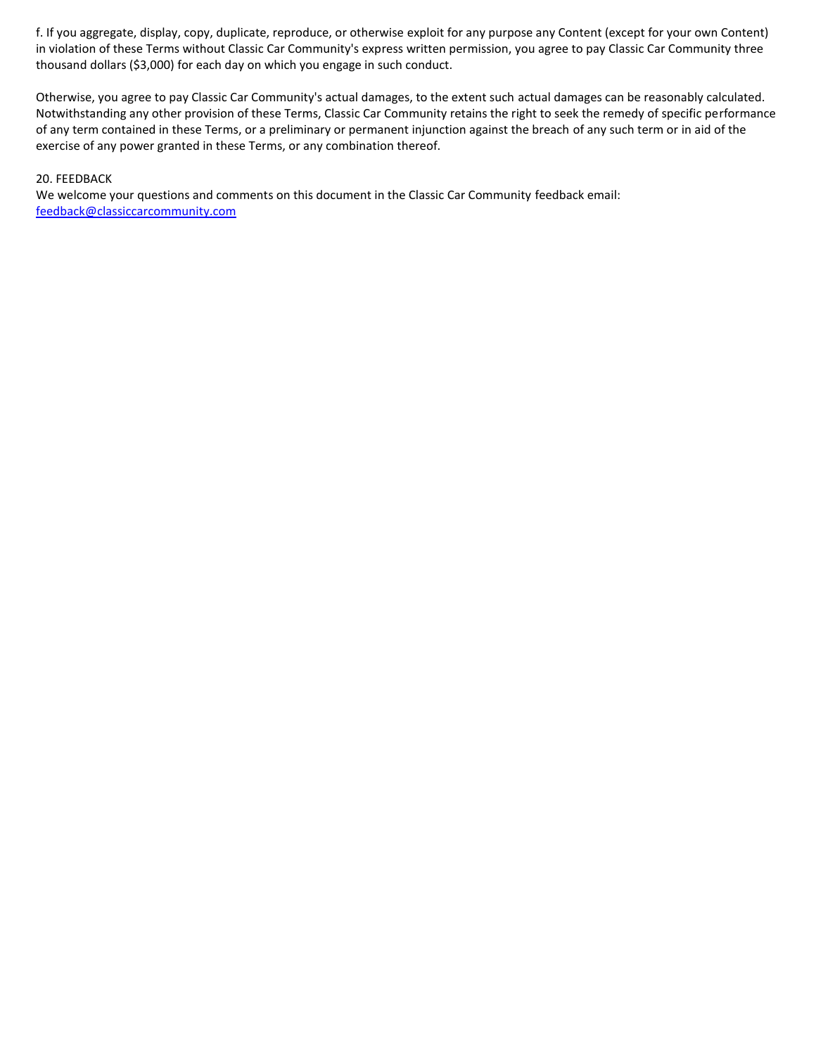f. If you aggregate, display, copy, duplicate, reproduce, or otherwise exploit for any purpose any Content (except for your own Content) in violation of these Terms without Classic Car Community's express written permission, you agree to pay Classic Car Community three thousand dollars ($3,000) for each day on which you engage in such conduct.

Otherwise, you agree to pay Classic Car Community's actual damages, to the extent such actual damages can be reasonably calculated. Notwithstanding any other provision of these Terms, Classic Car Community retains the right to seek the remedy of specific performance of any term contained in these Terms, or a preliminary or permanent injunction against the breach of any such term or in aid of the exercise of any power granted in these Terms, or any combination thereof.

## 20. FEEDBACK

We welcome your questions and comments on this document in the Classic Car Community feedback email: [feedback@classiccarcommunity.com](mailto:feedback@classiccarcommunity.com)